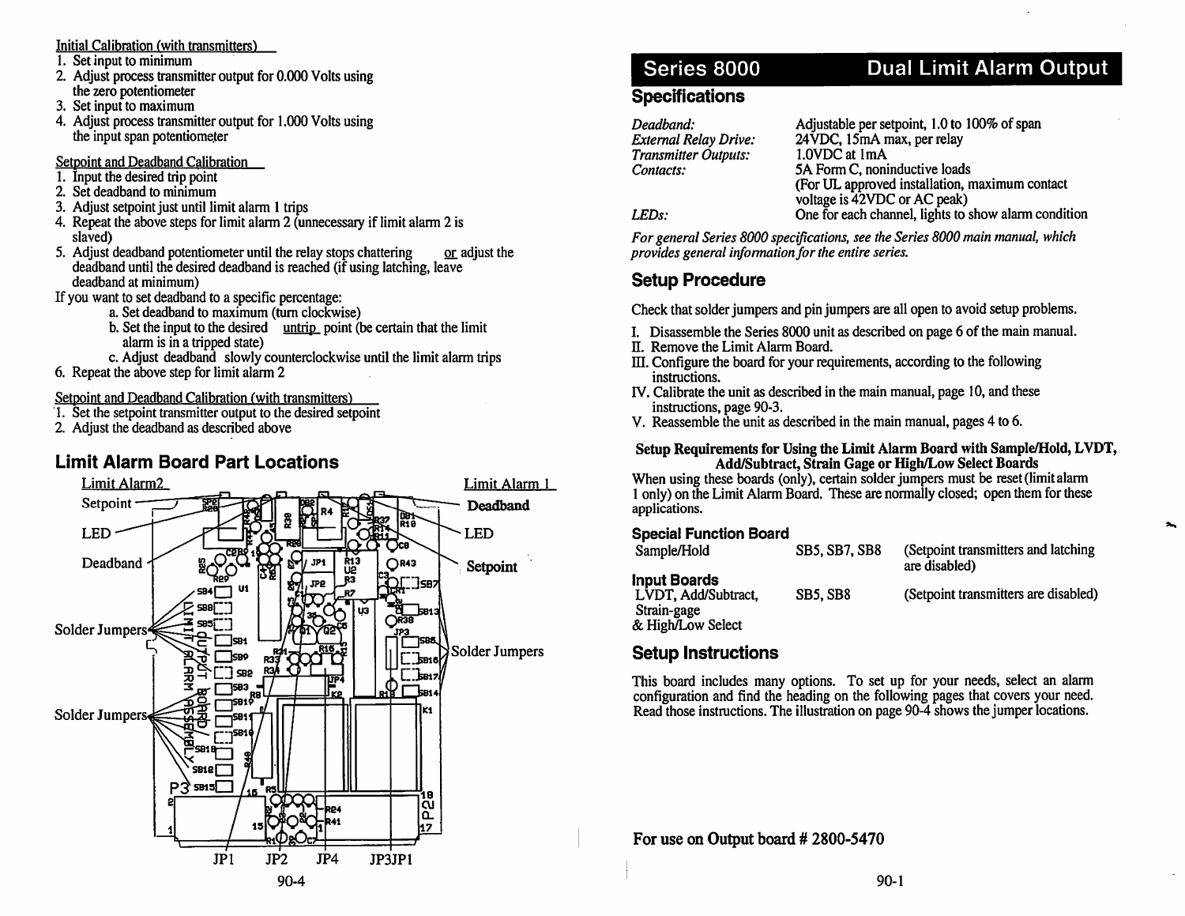Initial Calibration (with transmitters)

1. Set input to minimum
2. Adjust process transmitter output for 0.000 Volts using the zero potentiometer
3. Set input to maximum
4. Adjust process transmitter output for 1.000 Volts using the input span potentiometer

Setpoint and Deadband Calibration

1. Input the desired trip point
2. Set deadband to minimum
3. Adjust setpoint just until limit alarm 1 trips
4. Repeat the above steps for limit alarm 2 (unnecessary if limit alarm 2 is slaved)
5. Adjust deadband potentiometer until the relay stops chattering or adjust the deadband until the desired deadband is reached (if using latching, leave deadband at minimum)

If you want to set deadband to a specific percentage:

a. Set deadband to maximum (turn clockwise)
b. Set the input to the desired untrip point (be certain that the limit alarm is in a tripped state)
c. Adjust deadband slowly counterclockwise until the limit alarm trips

6. Repeat the above step for limit alarm 2

Setpoint and Deadband Calibration (with transmitters)

1. Set the setpoint transmitter output to the desired setpoint
2. Adjust the deadband as described above

## Limit Alarm Board Part Locations

Limit Alarm2: Setpoint, LED, Deadband, Solder Jumpers, Solder Jumpers

Limit Alarm 1: Deadband, LED, Setpoint, Solder Jumpers

JP1 JP2 JP4 JP3JP1

# Series 8000 Dual Limit Alarm Output

## Specifications

| | |
|---|---|
| *Deadband:* | Adjustable per setpoint, 1.0 to 100% of span |
| *External Relay Drive:* | 24VDC, 15mA max, per relay |
| *Transmitter Outputs:* | 1.0VDC at 1mA |
| *Contacts:* | 5A Form C, noninductive loads (For UL approved installation, maximum contact voltage is 42VDC or AC peak) |
| *LEDs:* | One for each channel, lights to show alarm condition |

*For general Series 8000 specifications, see the Series 8000 main manual, which provides general information for the entire series.*

## Setup Procedure

Check that solder jumpers and pin jumpers are all open to avoid setup problems.

I. Disassemble the Series 8000 unit as described on page 6 of the main manual.
II. Remove the Limit Alarm Board.
III. Configure the board for your requirements, according to the following instructions.
IV. Calibrate the unit as described in the main manual, page 10, and these instructions, page 90-3.
V. Reassemble the unit as described in the main manual, pages 4 to 6.

**Setup Requirements for Using the Limit Alarm Board with Sample/Hold, LVDT, Add/Subtract, Strain Gage or High/Low Select Boards**

When using these boards (only), certain solder jumpers must be reset (limit alarm 1 only) on the Limit Alarm Board. These are normally closed; open them for these applications.

| **Special Function Board** | | |
|---|---|---|
| Sample/Hold | SB5, SB7, SB8 | (Setpoint transmitters and latching are disabled) |
| **Input Boards** | | |
| LVDT, Add/Subtract, Strain-gage & High/Low Select | SB5, SB8 | (Setpoint transmitters are disabled) |

## Setup Instructions

This board includes many options. To set up for your needs, select an alarm configuration and find the heading on the following pages that covers your need. Read those instructions. The illustration on page 90-4 shows the jumper locations.

**For use on Output board # 2800-5470**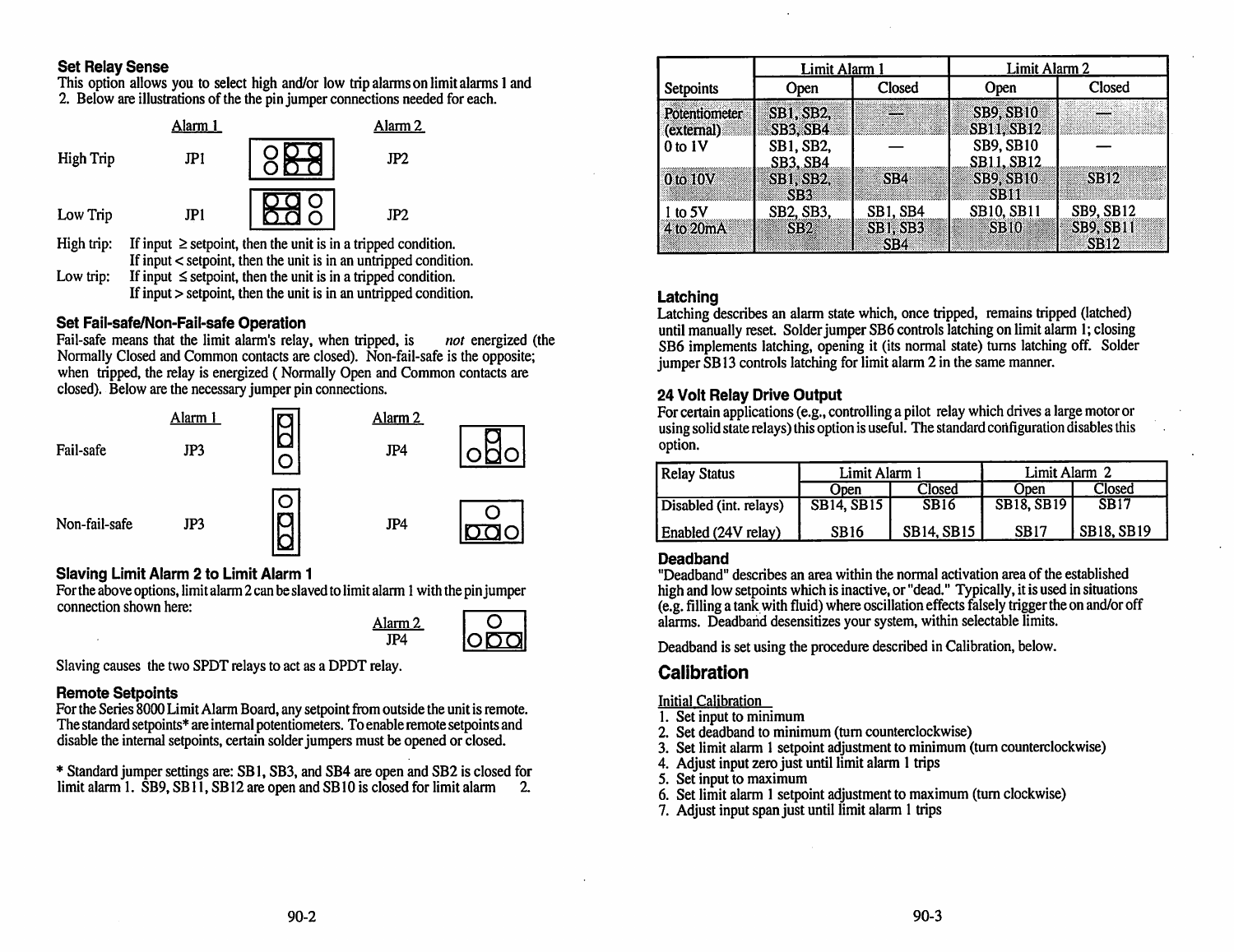### Set Relay Sense

This option allows you to select high and/or low trip alarms on limit alarms 1 and 2. Below are illustrations of the the pin jumper connections needed for each.

| | Alarm 1 | | Alarm 2 |
|---|---|---|---|
| High Trip | JP1 | | JP2 |
| Low Trip | JP1 | | JP2 |

High trip: If input ≥ setpoint, then the unit is in a tripped condition.
If input < setpoint, then the unit is in an untripped condition.

Low trip: If input ≤ setpoint, then the unit is in a tripped condition.
If input > setpoint, then the unit is in an untripped condition.

### Set Fail-safe/Non-Fail-safe Operation

Fail-safe means that the limit alarm's relay, when tripped, is *not* energized (the Normally Closed and Common contacts are closed). Non-fail-safe is the opposite; when tripped, the relay is energized ( Normally Open and Common contacts are closed). Below are the necessary jumper pin connections.

| | Alarm 1 | Alarm 2 |
|---|---|---|
| Fail-safe | JP3 | JP4 |
| Non-fail-safe | JP3 | JP4 |

### Slaving Limit Alarm 2 to Limit Alarm 1

For the above options, limit alarm 2 can be slaved to limit alarm 1 with the pin jumper connection shown here:

Alarm 2
JP4

Slaving causes the two SPDT relays to act as a DPDT relay.

### Remote Setpoints

For the Series 8000 Limit Alarm Board, any setpoint from outside the unit is remote. The standard setpoints* are internal potentiometers. To enable remote setpoints and disable the internal setpoints, certain solder jumpers must be opened or closed.

* Standard jumper settings are: SB1, SB3, and SB4 are open and SB2 is closed for limit alarm 1. SB9, SB11, SB12 are open and SB10 is closed for limit alarm 2.

| Setpoints | Limit Alarm 1 | | Limit Alarm 2 | |
|---|---|---|---|---|
| | Open | Closed | Open | Closed |
| Potentiometer (external) | SB1, SB2, SB3, SB4 | — | SB9, SB10 SB11, SB12 | — |
| 0 to 1V | SB1, SB2, SB3, SB4 | — | SB9, SB10 SB11, SB12 | — |
| 0 to 10V | SB1, SB2, SB3 | SB4 | SB9, SB10 SB11 | SB12 |
| 1 to 5V | SB2, SB3, | SB1, SB4 | SB10, SB11 | SB9, SB12 |
| 4 to 20mA | SB2 | SB1, SB3 SB4 | SB10 | SB9, SB11 SB12 |

### Latching

Latching describes an alarm state which, once tripped, remains tripped (latched) until manually reset. Solder jumper SB6 controls latching on limit alarm 1; closing SB6 implements latching, opening it (its normal state) turns latching off. Solder jumper SB13 controls latching for limit alarm 2 in the same manner.

### 24 Volt Relay Drive Output

For certain applications (e.g., controlling a pilot relay which drives a large motor or using solid state relays) this option is useful. The standard configuration disables this option.

| Relay Status | Limit Alarm 1 | | Limit Alarm 2 | |
|---|---|---|---|---|
| | Open | Closed | Open | Closed |
| Disabled (int. relays) | SB14, SB15 | SB16 | SB18, SB19 | SB17 |
| Enabled (24V relay) | SB16 | SB14, SB15 | SB17 | SB18, SB19 |

### Deadband

"Deadband" describes an area within the normal activation area of the established high and low setpoints which is inactive, or "dead." Typically, it is used in situations (e.g. filling a tank with fluid) where oscillation effects falsely trigger the on and/or off alarms. Deadband desensitizes your system, within selectable limits.

Deadband is set using the procedure described in Calibration, below.

## Calibration

Initial Calibration

1. Set input to minimum
2. Set deadband to minimum (turn counterclockwise)
3. Set limit alarm 1 setpoint adjustment to minimum (turn counterclockwise)
4. Adjust input zero just until limit alarm 1 trips
5. Set input to maximum
6. Set limit alarm 1 setpoint adjustment to maximum (turn clockwise)
7. Adjust input span just until limit alarm 1 trips